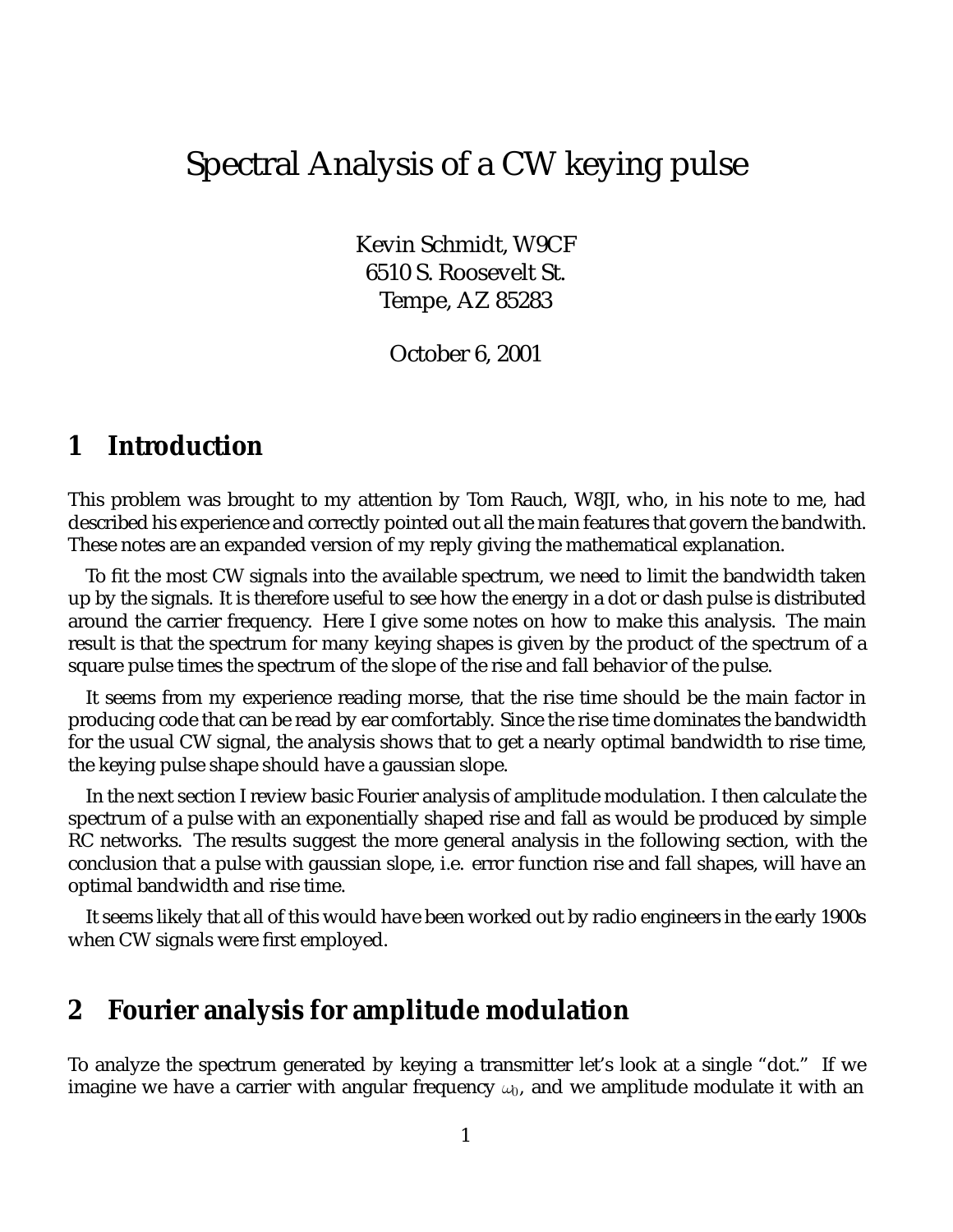# Spectral Analysis of a CW keying pulse

Kevin Schmidt, W9CF
6510 S. Roosevelt St.
Tempe, AZ 85283

October 6, 2001

## 1 Introduction

This problem was brought to my attention by Tom Rauch, W8JI, who, in his note to me, had described his experience and correctly pointed out all the main features that govern the bandwith. These notes are an expanded version of my reply giving the mathematical explanation.

To fit the most CW signals into the available spectrum, we need to limit the bandwidth taken up by the signals. It is therefore useful to see how the energy in a dot or dash pulse is distributed around the carrier frequency. Here I give some notes on how to make this analysis. The main result is that the spectrum for many keying shapes is given by the product of the spectrum of a square pulse times the spectrum of the slope of the rise and fall behavior of the pulse.

It seems from my experience reading morse, that the rise time should be the main factor in producing code that can be read by ear comfortably. Since the rise time dominates the bandwidth for the usual CW signal, the analysis shows that to get a nearly optimal bandwidth to rise time, the keying pulse shape should have a gaussian slope.

In the next section I review basic Fourier analysis of amplitude modulation. I then calculate the spectrum of a pulse with an exponentially shaped rise and fall as would be produced by simple RC networks. The results suggest the more general analysis in the following section, with the conclusion that a pulse with gaussian slope, i.e. error function rise and fall shapes, will have an optimal bandwidth and rise time.

It seems likely that all of this would have been worked out by radio engineers in the early 1900s when CW signals were first employed.

## 2 Fourier analysis for amplitude modulation

To analyze the spectrum generated by keying a transmitter let's look at a single "dot." If we imagine we have a carrier with angular frequency $\omega_0$, and we amplitude modulate it with an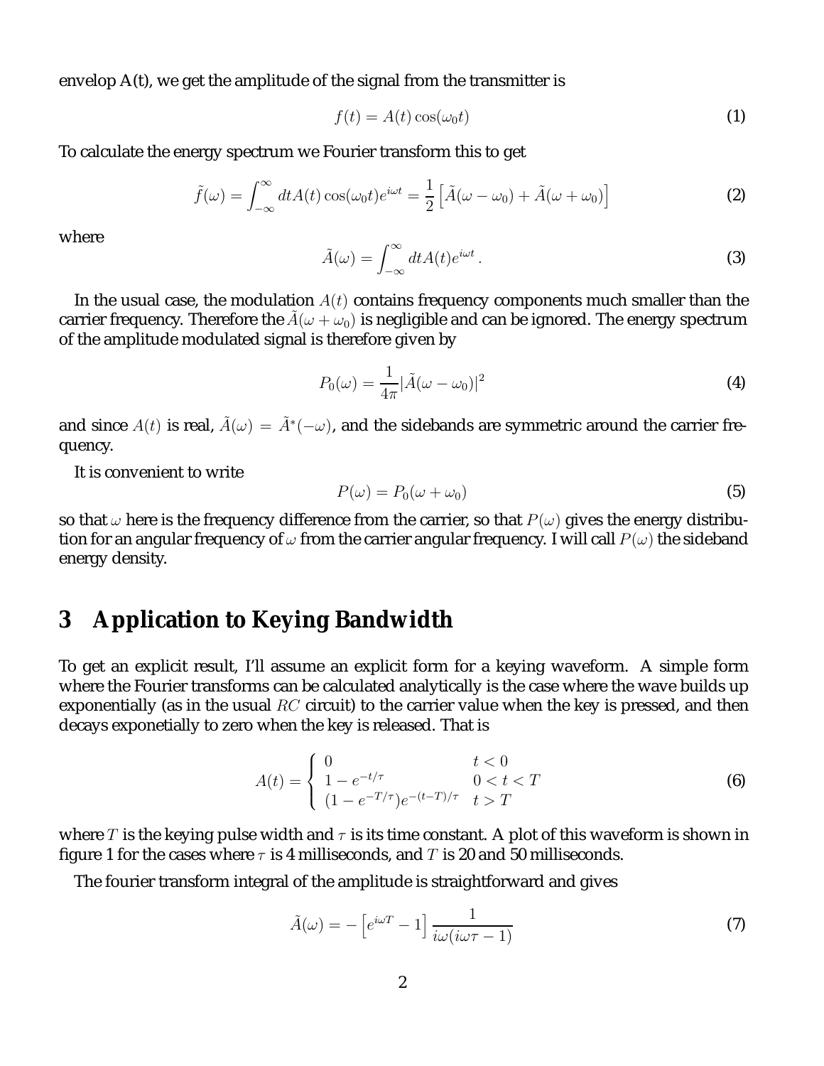envelop A(t), we get the amplitude of the signal from the transmitter is

$$f(t) = A(t)\cos(\omega_0 t) \tag{1}$$

To calculate the energy spectrum we Fourier transform this to get

$$\tilde{f}(\omega) = \int_{-\infty}^{\infty} dt A(t)\cos(\omega_0 t)e^{i\omega t} = \frac{1}{2}\left[\tilde{A}(\omega-\omega_0) + \tilde{A}(\omega+\omega_0)\right] \tag{2}$$

where

$$\tilde{A}(\omega) = \int_{-\infty}^{\infty} dt A(t)e^{i\omega t}\,. \tag{3}$$

In the usual case, the modulation $A(t)$ contains frequency components much smaller than the carrier frequency. Therefore the $\tilde{A}(\omega+\omega_0)$ is negligible and can be ignored. The energy spectrum of the amplitude modulated signal is therefore given by

$$P_0(\omega) = \frac{1}{4\pi}|\tilde{A}(\omega-\omega_0)|^2 \tag{4}$$

and since $A(t)$ is real, $\tilde{A}(\omega) = \tilde{A}^*(-\omega)$, and the sidebands are symmetric around the carrier frequency.

It is convenient to write

$$P(\omega) = P_0(\omega+\omega_0) \tag{5}$$

so that $\omega$ here is the frequency difference from the carrier, so that $P(\omega)$ gives the energy distribution for an angular frequency of $\omega$ from the carrier angular frequency. I will call $P(\omega)$ the sideband energy density.

## 3 Application to Keying Bandwidth

To get an explicit result, I'll assume an explicit form for a keying waveform. A simple form where the Fourier transforms can be calculated analytically is the case where the wave builds up exponentially (as in the usual $RC$ circuit) to the carrier value when the key is pressed, and then decays exponetially to zero when the key is released. That is

$$A(t) = \begin{cases} 0 & t < 0 \\ 1 - e^{-t/\tau} & 0 < t < T \\ (1-e^{-T/\tau})e^{-(t-T)/\tau} & t > T \end{cases} \tag{6}$$

where $T$ is the keying pulse width and $\tau$ is its time constant. A plot of this waveform is shown in figure 1 for the cases where $\tau$ is 4 milliseconds, and $T$ is 20 and 50 milliseconds.

The fourier transform integral of the amplitude is straightforward and gives

$$\tilde{A}(\omega) = -\left[e^{i\omega T} - 1\right]\frac{1}{i\omega(i\omega\tau - 1)} \tag{7}$$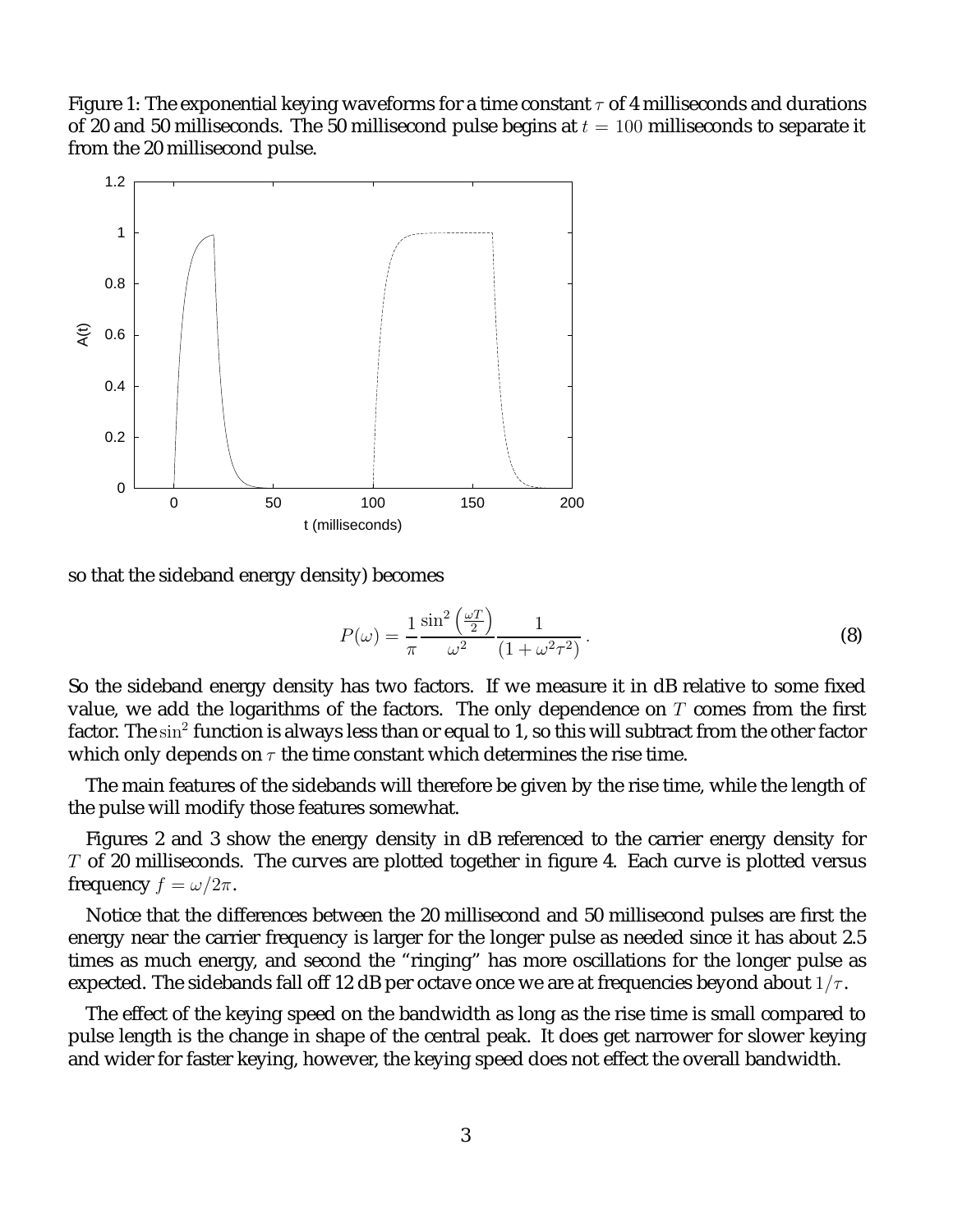Figure 1: The exponential keying waveforms for a time constant $\tau$ of 4 milliseconds and durations of 20 and 50 milliseconds. The 50 millisecond pulse begins at $t = 100$ milliseconds to separate it from the 20 millisecond pulse.

so that the sideband energy density) becomes

$$P(\omega) = \frac{1}{\pi} \frac{\sin^2\left(\frac{\omega T}{2}\right)}{\omega^2} \frac{1}{(1 + \omega^2 \tau^2)} \,. \tag{8}$$

So the sideband energy density has two factors. If we measure it in dB relative to some fixed value, we add the logarithms of the factors. The only dependence on $T$ comes from the first factor. The $\sin^2$ function is always less than or equal to 1, so this will subtract from the other factor which only depends on $\tau$ the time constant which determines the rise time.

The main features of the sidebands will therefore be given by the rise time, while the length of the pulse will modify those features somewhat.

Figures 2 and 3 show the energy density in dB referenced to the carrier energy density for $T$ of 20 milliseconds. The curves are plotted together in figure 4. Each curve is plotted versus frequency $f = \omega/2\pi$.

Notice that the differences between the 20 millisecond and 50 millisecond pulses are first the energy near the carrier frequency is larger for the longer pulse as needed since it has about 2.5 times as much energy, and second the "ringing" has more oscillations for the longer pulse as expected. The sidebands fall off 12 dB per octave once we are at frequencies beyond about $1/\tau$.

The effect of the keying speed on the bandwidth as long as the rise time is small compared to pulse length is the change in shape of the central peak. It does get narrower for slower keying and wider for faster keying, however, the keying speed does not effect the overall bandwidth.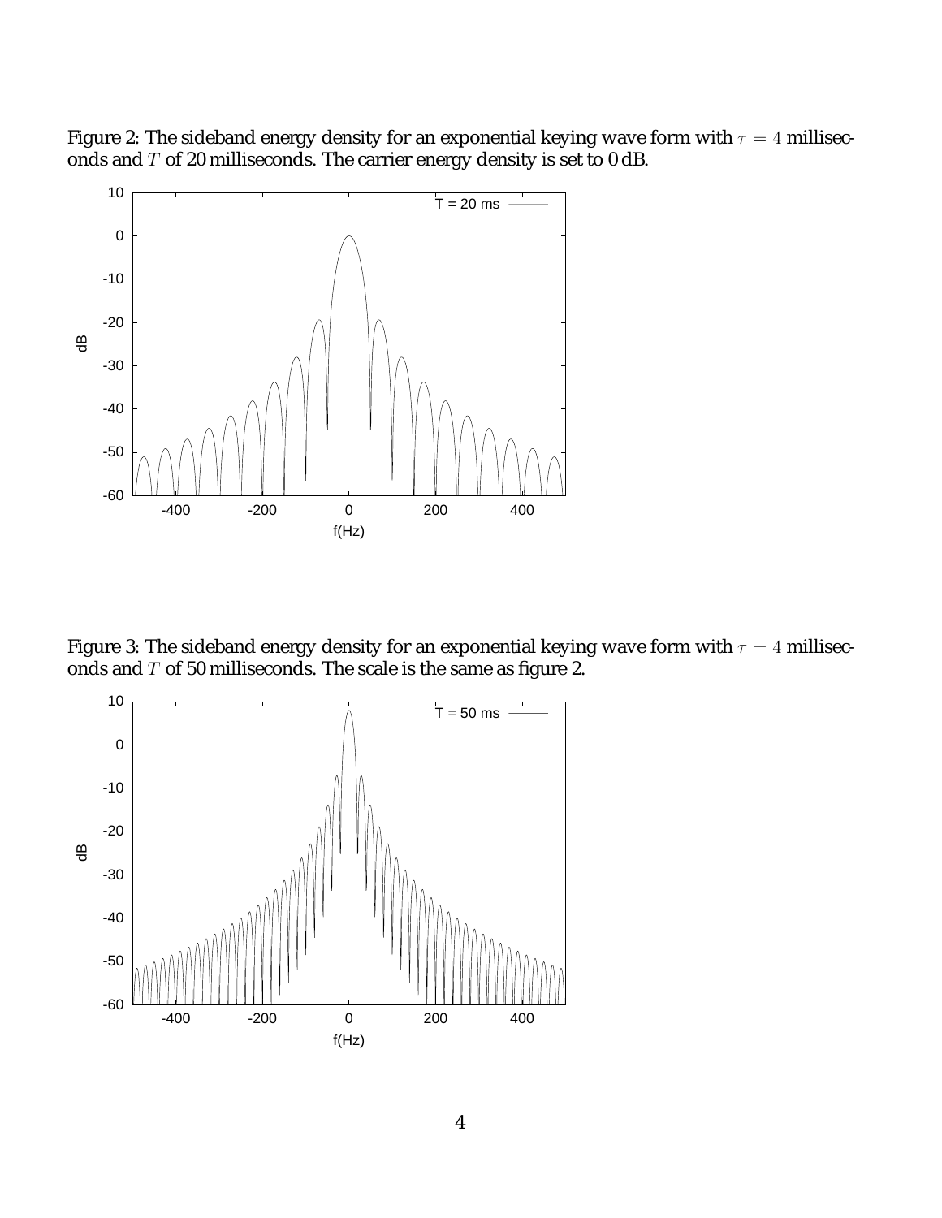Figure 2: The sideband energy density for an exponential keying wave form with $\tau = 4$ milliseconds and $T$ of 20 milliseconds. The carrier energy density is set to 0 dB.

Figure 3: The sideband energy density for an exponential keying wave form with $\tau = 4$ milliseconds and $T$ of 50 milliseconds. The scale is the same as figure 2.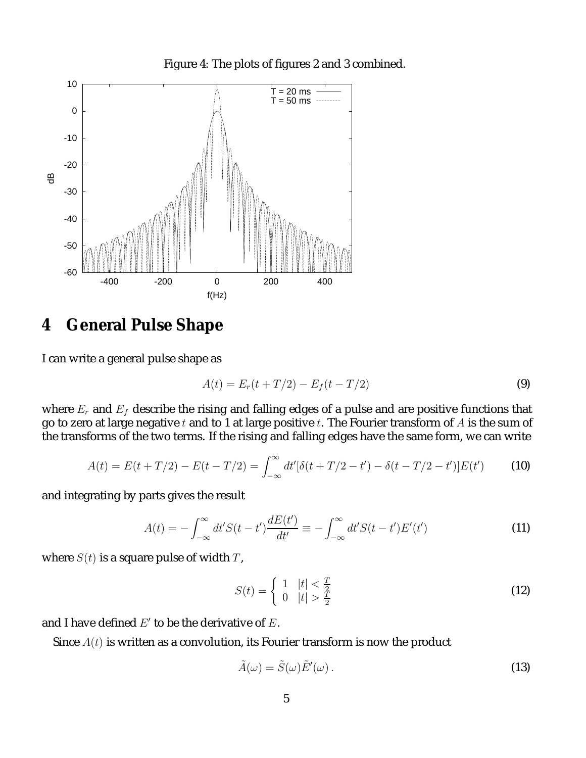Figure 4: The plots of figures 2 and 3 combined.

## 4 General Pulse Shape

I can write a general pulse shape as

$$A(t) = E_r(t + T/2) - E_f(t - T/2) \tag{9}$$

where $E_r$ and $E_f$ describe the rising and falling edges of a pulse and are positive functions that go to zero at large negative $t$ and to 1 at large positive $t$. The Fourier transform of $A$ is the sum of the transforms of the two terms. If the rising and falling edges have the same form, we can write

$$A(t) = E(t + T/2) - E(t - T/2) = \int_{-\infty}^{\infty} dt' [\delta(t + T/2 - t') - \delta(t - T/2 - t')] E(t') \tag{10}$$

and integrating by parts gives the result

$$A(t) = -\int_{-\infty}^{\infty} dt' S(t - t') \frac{dE(t')}{dt'} \equiv -\int_{-\infty}^{\infty} dt' S(t - t') E'(t') \tag{11}$$

where $S(t)$ is a square pulse of width $T$,

$$S(t) = \begin{cases} 1 & |t| < \frac{T}{2} \\ 0 & |t| > \frac{T}{2} \end{cases} \tag{12}$$

and I have defined $E'$ to be the derivative of $E$.

Since $A(t)$ is written as a convolution, its Fourier transform is now the product

$$\tilde{A}(\omega) = \tilde{S}(\omega) \tilde{E}'(\omega) \,. \tag{13}$$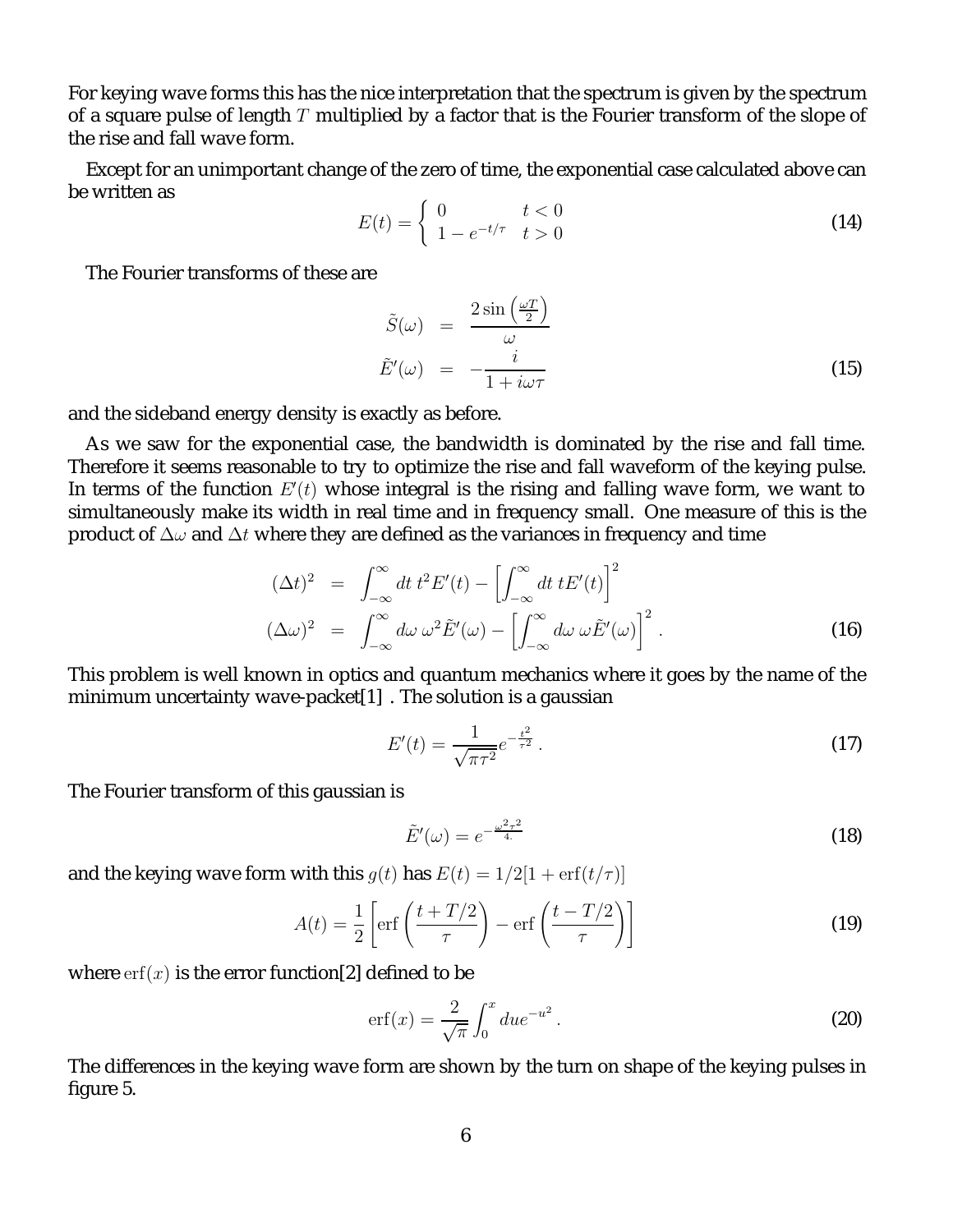For keying wave forms this has the nice interpretation that the spectrum is given by the spectrum of a square pulse of length $T$ multiplied by a factor that is the Fourier transform of the slope of the rise and fall wave form.

Except for an unimportant change of the zero of time, the exponential case calculated above can be written as

$$E(t) = \begin{cases} 0 & t < 0 \\ 1 - e^{-t/\tau} & t > 0 \end{cases} \tag{14}$$

The Fourier transforms of these are

$$\begin{aligned} \tilde{S}(\omega) &= \frac{2\sin\left(\frac{\omega T}{2}\right)}{\omega} \\ \tilde{E}'(\omega) &= -\frac{i}{1 + i\omega\tau} \end{aligned} \tag{15}$$

and the sideband energy density is exactly as before.

As we saw for the exponential case, the bandwidth is dominated by the rise and fall time. Therefore it seems reasonable to try to optimize the rise and fall waveform of the keying pulse. In terms of the function $E'(t)$ whose integral is the rising and falling wave form, we want to simultaneously make its width in real time and in frequency small. One measure of this is the product of $\Delta\omega$ and $\Delta t$ where they are defined as the variances in frequency and time

$$\begin{aligned} (\Delta t)^2 &= \int_{-\infty}^{\infty} dt\, t^2 E'(t) - \left[\int_{-\infty}^{\infty} dt\, t E'(t)\right]^2 \\ (\Delta\omega)^2 &= \int_{-\infty}^{\infty} d\omega\, \omega^2 \tilde{E}'(\omega) - \left[\int_{-\infty}^{\infty} d\omega\, \omega \tilde{E}'(\omega)\right]^2 . \end{aligned} \tag{16}$$

This problem is well known in optics and quantum mechanics where it goes by the name of the minimum uncertainty wave-packet[1] . The solution is a gaussian

$$E'(t) = \frac{1}{\sqrt{\pi\tau^2}} e^{-\frac{t^2}{\tau^2}} . \tag{17}$$

The Fourier transform of this gaussian is

$$\tilde{E}'(\omega) = e^{-\frac{\omega^2\tau^2}{4.}} \tag{18}$$

and the keying wave form with this $g(t)$ has $E(t) = 1/2[1 + \mathrm{erf}(t/\tau)]$

$$A(t) = \frac{1}{2}\left[\mathrm{erf}\left(\frac{t + T/2}{\tau}\right) - \mathrm{erf}\left(\frac{t - T/2}{\tau}\right)\right] \tag{19}$$

where $\mathrm{erf}(x)$ is the error function[2] defined to be

$$\mathrm{erf}(x) = \frac{2}{\sqrt{\pi}} \int_0^x du e^{-u^2} . \tag{20}$$

The differences in the keying wave form are shown by the turn on shape of the keying pulses in figure 5.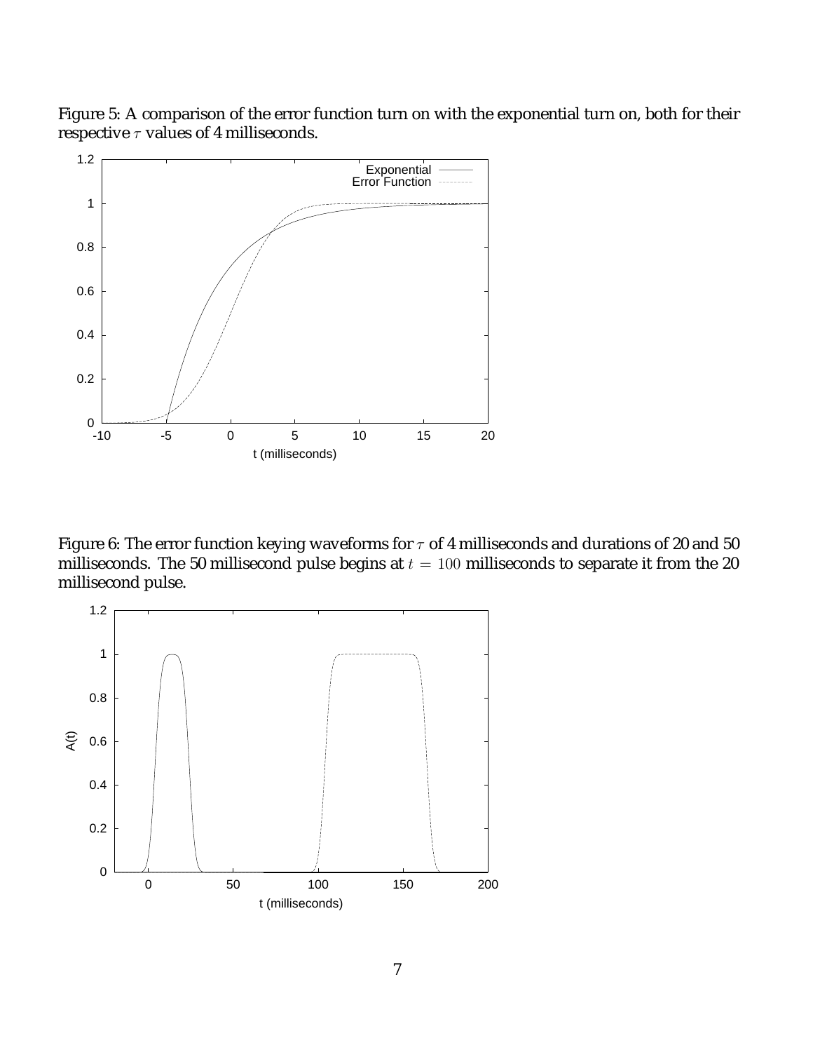Figure 5: A comparison of the error function turn on with the exponential turn on, both for their respective $\tau$ values of 4 milliseconds.

Figure 6: The error function keying waveforms for $\tau$ of 4 milliseconds and durations of 20 and 50 milliseconds. The 50 millisecond pulse begins at $t = 100$ milliseconds to separate it from the 20 millisecond pulse.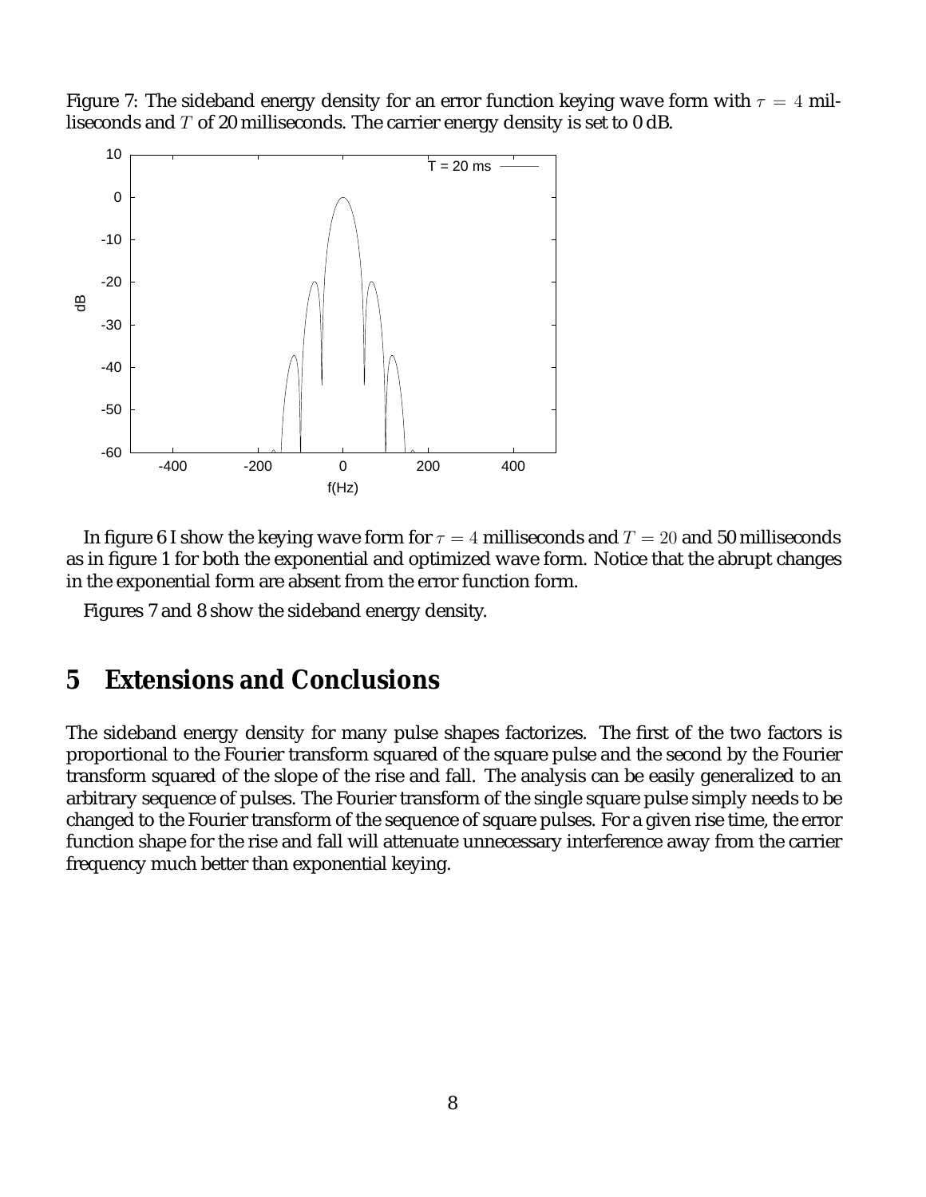Figure 7: The sideband energy density for an error function keying wave form with $\tau = 4$ milliseconds and $T$ of 20 milliseconds. The carrier energy density is set to 0 dB.

In figure 6 I show the keying wave form for $\tau = 4$ milliseconds and $T = 20$ and 50 milliseconds as in figure 1 for both the exponential and optimized wave form. Notice that the abrupt changes in the exponential form are absent from the error function form.

Figures 7 and 8 show the sideband energy density.

## 5 Extensions and Conclusions

The sideband energy density for many pulse shapes factorizes. The first of the two factors is proportional to the Fourier transform squared of the square pulse and the second by the Fourier transform squared of the slope of the rise and fall. The analysis can be easily generalized to an arbitrary sequence of pulses. The Fourier transform of the single square pulse simply needs to be changed to the Fourier transform of the sequence of square pulses. For a given rise time, the error function shape for the rise and fall will attenuate unnecessary interference away from the carrier frequency much better than exponential keying.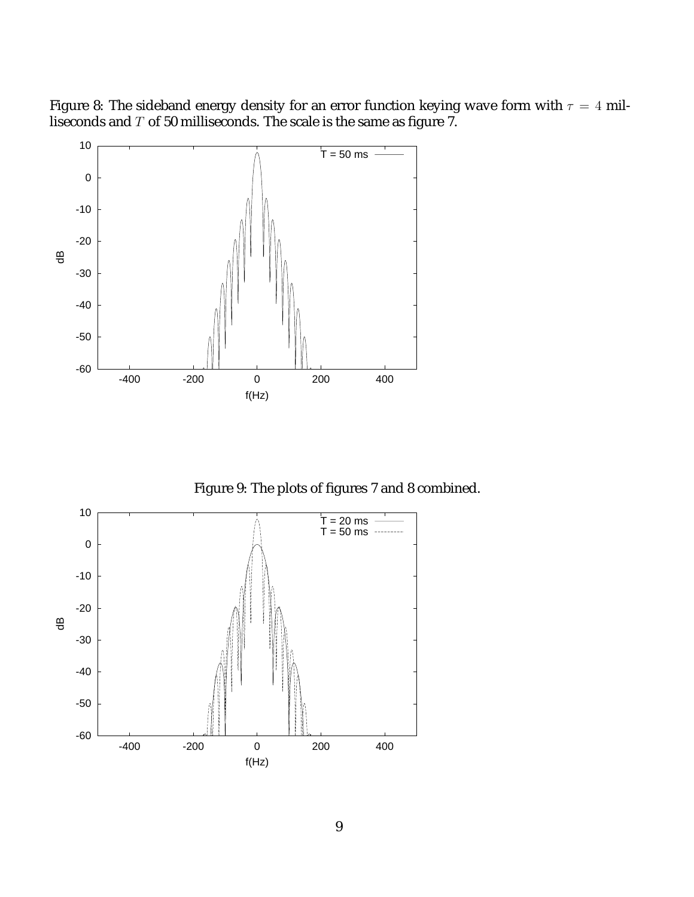Figure 8: The sideband energy density for an error function keying wave form with $\tau = 4$ milliseconds and $T$ of 50 milliseconds. The scale is the same as figure 7.

Figure 9: The plots of figures 7 and 8 combined.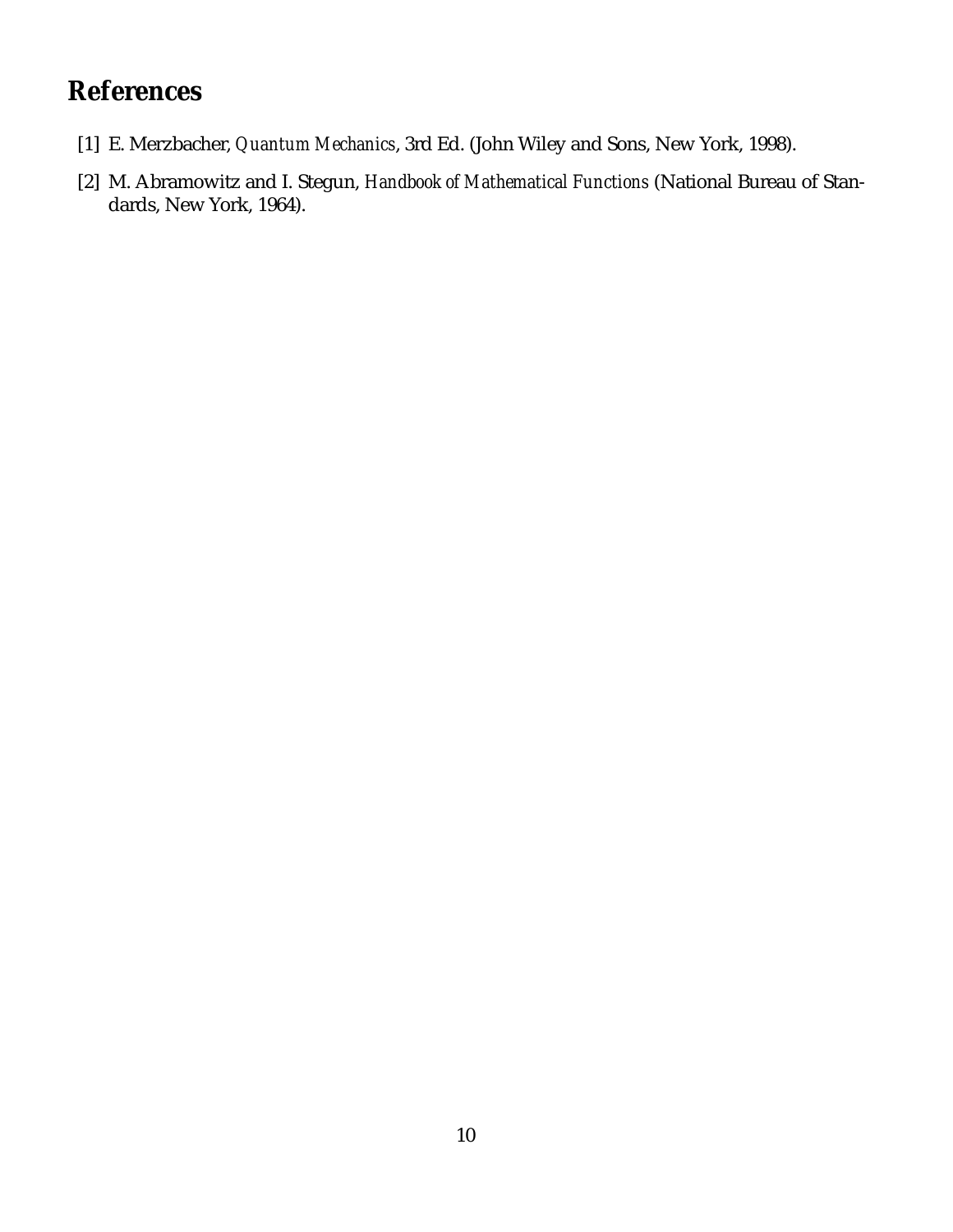# References

[1] E. Merzbacher, *Quantum Mechanics*, 3rd Ed. (John Wiley and Sons, New York, 1998).

[2] M. Abramowitz and I. Stegun, *Handbook of Mathematical Functions* (National Bureau of Standards, New York, 1964).